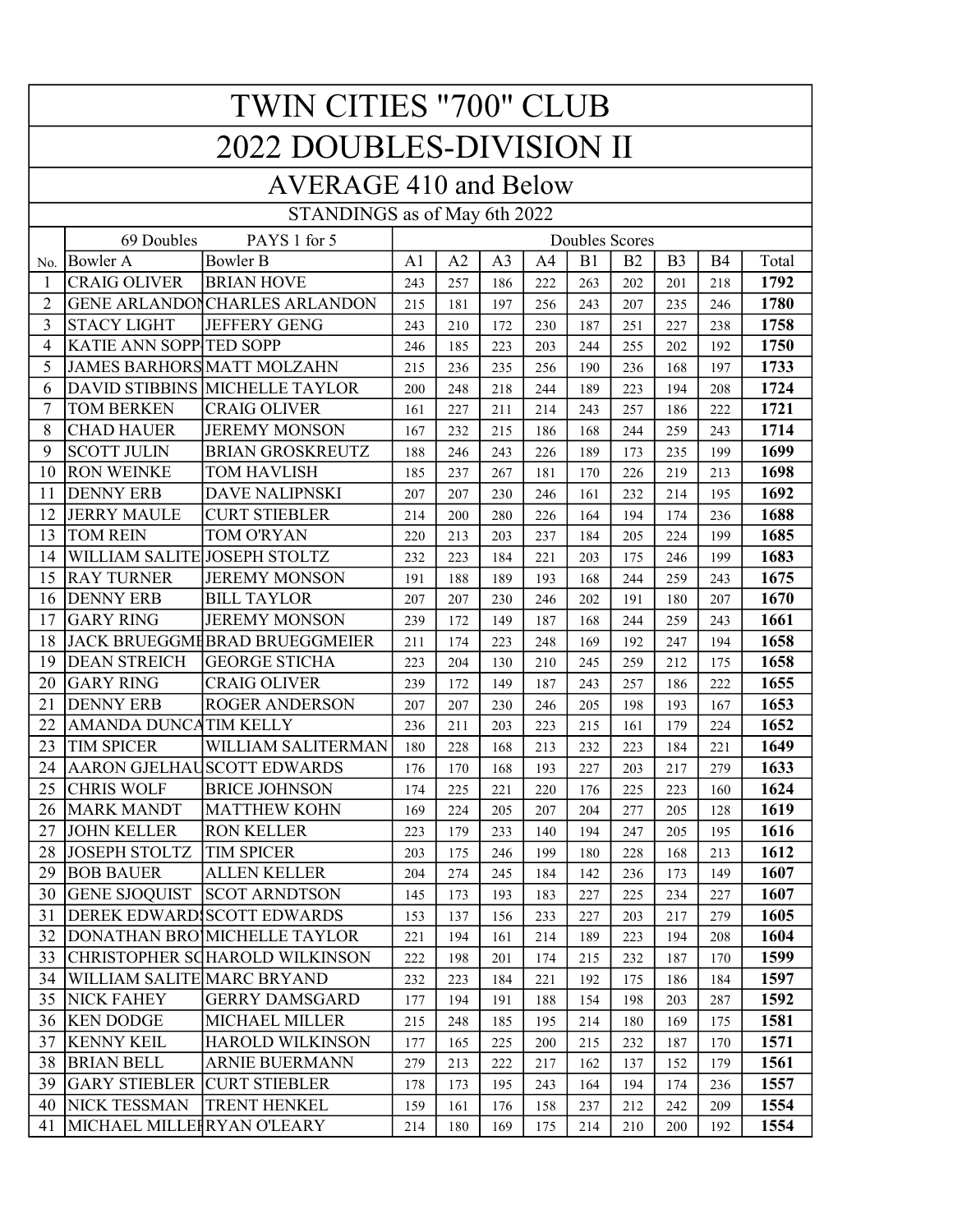# TWIN CITIES "700" CLUB

## 2022 DOUBLES-DIVISION II

### AVERAGE 410 and Below

STANDINGS as of May 6th 2022

| No. | Bowler A | Bowler B | A1 | A2 | A3 | A4 | B1 | B2 | B3 | B4 | Total |
|---|---|---|---|---|---|---|---|---|---|---|---|
| | 69 Doubles | PAYS 1 for 5 | Doubles Scores | | | | | | | | |
| 1 | CRAIG OLIVER | BRIAN HOVE | 243 | 257 | 186 | 222 | 263 | 202 | 201 | 218 | **1792** |
| 2 | GENE ARLANDON | CHARLES ARLANDON | 215 | 181 | 197 | 256 | 243 | 207 | 235 | 246 | **1780** |
| 3 | STACY LIGHT | JEFFERY GENG | 243 | 210 | 172 | 230 | 187 | 251 | 227 | 238 | **1758** |
| 4 | KATIE ANN SOPP | TED SOPP | 246 | 185 | 223 | 203 | 244 | 255 | 202 | 192 | **1750** |
| 5 | JAMES BARHORS | MATT MOLZAHN | 215 | 236 | 235 | 256 | 190 | 236 | 168 | 197 | **1733** |
| 6 | DAVID STIBBINS | MICHELLE TAYLOR | 200 | 248 | 218 | 244 | 189 | 223 | 194 | 208 | **1724** |
| 7 | TOM BERKEN | CRAIG OLIVER | 161 | 227 | 211 | 214 | 243 | 257 | 186 | 222 | **1721** |
| 8 | CHAD HAUER | JEREMY MONSON | 167 | 232 | 215 | 186 | 168 | 244 | 259 | 243 | **1714** |
| 9 | SCOTT JULIN | BRIAN GROSKREUTZ | 188 | 246 | 243 | 226 | 189 | 173 | 235 | 199 | **1699** |
| 10 | RON WEINKE | TOM HAVLISH | 185 | 237 | 267 | 181 | 170 | 226 | 219 | 213 | **1698** |
| 11 | DENNY ERB | DAVE NALIPNSKI | 207 | 207 | 230 | 246 | 161 | 232 | 214 | 195 | **1692** |
| 12 | JERRY MAULE | CURT STIEBLER | 214 | 200 | 280 | 226 | 164 | 194 | 174 | 236 | **1688** |
| 13 | TOM REIN | TOM O'RYAN | 220 | 213 | 203 | 237 | 184 | 205 | 224 | 199 | **1685** |
| 14 | WILLIAM SALITE | JOSEPH STOLTZ | 232 | 223 | 184 | 221 | 203 | 175 | 246 | 199 | **1683** |
| 15 | RAY TURNER | JEREMY MONSON | 191 | 188 | 189 | 193 | 168 | 244 | 259 | 243 | **1675** |
| 16 | DENNY ERB | BILL TAYLOR | 207 | 207 | 230 | 246 | 202 | 191 | 180 | 207 | **1670** |
| 17 | GARY RING | JEREMY MONSON | 239 | 172 | 149 | 187 | 168 | 244 | 259 | 243 | **1661** |
| 18 | JACK BRUEGGME | BRAD BRUEGGMEIER | 211 | 174 | 223 | 248 | 169 | 192 | 247 | 194 | **1658** |
| 19 | DEAN STREICH | GEORGE STICHA | 223 | 204 | 130 | 210 | 245 | 259 | 212 | 175 | **1658** |
| 20 | GARY RING | CRAIG OLIVER | 239 | 172 | 149 | 187 | 243 | 257 | 186 | 222 | **1655** |
| 21 | DENNY ERB | ROGER ANDERSON | 207 | 207 | 230 | 246 | 205 | 198 | 193 | 167 | **1653** |
| 22 | AMANDA DUNCA | TIM KELLY | 236 | 211 | 203 | 223 | 215 | 161 | 179 | 224 | **1652** |
| 23 | TIM SPICER | WILLIAM SALITERMAN | 180 | 228 | 168 | 213 | 232 | 223 | 184 | 221 | **1649** |
| 24 | AARON GJELHAU | SCOTT EDWARDS | 176 | 170 | 168 | 193 | 227 | 203 | 217 | 279 | **1633** |
| 25 | CHRIS WOLF | BRICE JOHNSON | 174 | 225 | 221 | 220 | 176 | 225 | 223 | 160 | **1624** |
| 26 | MARK MANDT | MATTHEW KOHN | 169 | 224 | 205 | 207 | 204 | 277 | 205 | 128 | **1619** |
| 27 | JOHN KELLER | RON KELLER | 223 | 179 | 233 | 140 | 194 | 247 | 205 | 195 | **1616** |
| 28 | JOSEPH STOLTZ | TIM SPICER | 203 | 175 | 246 | 199 | 180 | 228 | 168 | 213 | **1612** |
| 29 | BOB BAUER | ALLEN KELLER | 204 | 274 | 245 | 184 | 142 | 236 | 173 | 149 | **1607** |
| 30 | GENE SJOQUIST | SCOT ARNDTSON | 145 | 173 | 193 | 183 | 227 | 225 | 234 | 227 | **1607** |
| 31 | DEREK EDWARDS | SCOTT EDWARDS | 153 | 137 | 156 | 233 | 227 | 203 | 217 | 279 | **1605** |
| 32 | DONATHAN BRO | MICHELLE TAYLOR | 221 | 194 | 161 | 214 | 189 | 223 | 194 | 208 | **1604** |
| 33 | CHRISTOPHER SC | HAROLD WILKINSON | 222 | 198 | 201 | 174 | 215 | 232 | 187 | 170 | **1599** |
| 34 | WILLIAM SALITE | MARC BRYAND | 232 | 223 | 184 | 221 | 192 | 175 | 186 | 184 | **1597** |
| 35 | NICK FAHEY | GERRY DAMSGARD | 177 | 194 | 191 | 188 | 154 | 198 | 203 | 287 | **1592** |
| 36 | KEN DODGE | MICHAEL MILLER | 215 | 248 | 185 | 195 | 214 | 180 | 169 | 175 | **1581** |
| 37 | KENNY KEIL | HAROLD WILKINSON | 177 | 165 | 225 | 200 | 215 | 232 | 187 | 170 | **1571** |
| 38 | BRIAN BELL | ARNIE BUERMANN | 279 | 213 | 222 | 217 | 162 | 137 | 152 | 179 | **1561** |
| 39 | GARY STIEBLER | CURT STIEBLER | 178 | 173 | 195 | 243 | 164 | 194 | 174 | 236 | **1557** |
| 40 | NICK TESSMAN | TRENT HENKEL | 159 | 161 | 176 | 158 | 237 | 212 | 242 | 209 | **1554** |
| 41 | MICHAEL MILLEF | RYAN O'LEARY | 214 | 180 | 169 | 175 | 214 | 210 | 200 | 192 | **1554** |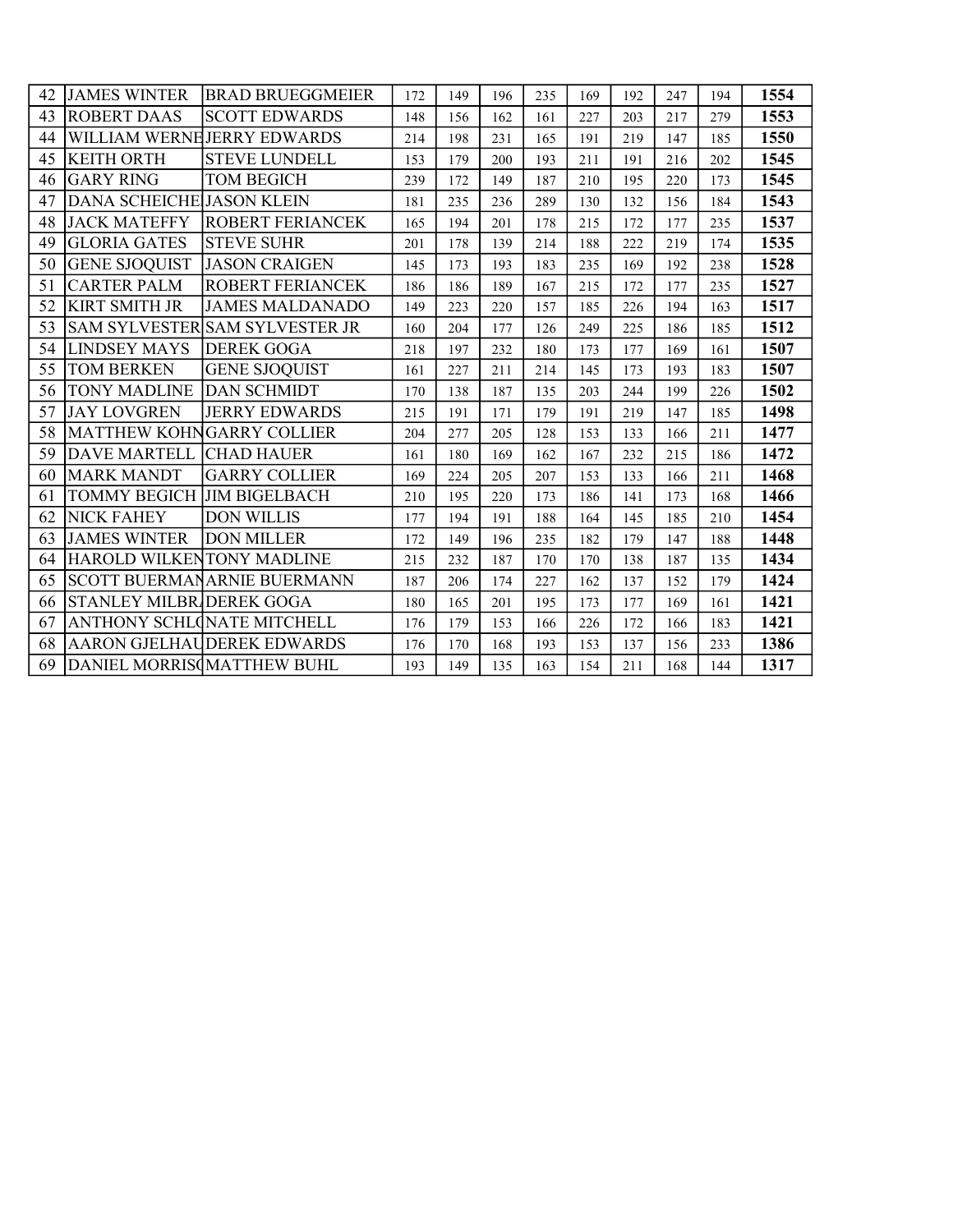| | | | | | | | | | | | |
|---|---|---|---|---|---|---|---|---|---|---|---|
| 42 | JAMES WINTER | BRAD BRUEGGMEIER | 172 | 149 | 196 | 235 | 169 | 192 | 247 | 194 | **1554** |
| 43 | ROBERT DAAS | SCOTT EDWARDS | 148 | 156 | 162 | 161 | 227 | 203 | 217 | 279 | **1553** |
| 44 | WILLIAM WERNE | JERRY EDWARDS | 214 | 198 | 231 | 165 | 191 | 219 | 147 | 185 | **1550** |
| 45 | KEITH ORTH | STEVE LUNDELL | 153 | 179 | 200 | 193 | 211 | 191 | 216 | 202 | **1545** |
| 46 | GARY RING | TOM BEGICH | 239 | 172 | 149 | 187 | 210 | 195 | 220 | 173 | **1545** |
| 47 | DANA SCHEICHE | JASON KLEIN | 181 | 235 | 236 | 289 | 130 | 132 | 156 | 184 | **1543** |
| 48 | JACK MATEFFY | ROBERT FERIANCEK | 165 | 194 | 201 | 178 | 215 | 172 | 177 | 235 | **1537** |
| 49 | GLORIA GATES | STEVE SUHR | 201 | 178 | 139 | 214 | 188 | 222 | 219 | 174 | **1535** |
| 50 | GENE SJOQUIST | JASON CRAIGEN | 145 | 173 | 193 | 183 | 235 | 169 | 192 | 238 | **1528** |
| 51 | CARTER PALM | ROBERT FERIANCEK | 186 | 186 | 189 | 167 | 215 | 172 | 177 | 235 | **1527** |
| 52 | KIRT SMITH JR | JAMES MALDANADO | 149 | 223 | 220 | 157 | 185 | 226 | 194 | 163 | **1517** |
| 53 | SAM SYLVESTER | SAM SYLVESTER JR | 160 | 204 | 177 | 126 | 249 | 225 | 186 | 185 | **1512** |
| 54 | LINDSEY MAYS | DEREK GOGA | 218 | 197 | 232 | 180 | 173 | 177 | 169 | 161 | **1507** |
| 55 | TOM BERKEN | GENE SJOQUIST | 161 | 227 | 211 | 214 | 145 | 173 | 193 | 183 | **1507** |
| 56 | TONY MADLINE | DAN SCHMIDT | 170 | 138 | 187 | 135 | 203 | 244 | 199 | 226 | **1502** |
| 57 | JAY LOVGREN | JERRY EDWARDS | 215 | 191 | 171 | 179 | 191 | 219 | 147 | 185 | **1498** |
| 58 | MATTHEW KOHN | GARRY COLLIER | 204 | 277 | 205 | 128 | 153 | 133 | 166 | 211 | **1477** |
| 59 | DAVE MARTELL | CHAD HAUER | 161 | 180 | 169 | 162 | 167 | 232 | 215 | 186 | **1472** |
| 60 | MARK MANDT | GARRY COLLIER | 169 | 224 | 205 | 207 | 153 | 133 | 166 | 211 | **1468** |
| 61 | TOMMY BEGICH | JIM BIGELBACH | 210 | 195 | 220 | 173 | 186 | 141 | 173 | 168 | **1466** |
| 62 | NICK FAHEY | DON WILLIS | 177 | 194 | 191 | 188 | 164 | 145 | 185 | 210 | **1454** |
| 63 | JAMES WINTER | DON MILLER | 172 | 149 | 196 | 235 | 182 | 179 | 147 | 188 | **1448** |
| 64 | HAROLD WILKEN | TONY MADLINE | 215 | 232 | 187 | 170 | 170 | 138 | 187 | 135 | **1434** |
| 65 | SCOTT BUERMAN | ARNIE BUERMANN | 187 | 206 | 174 | 227 | 162 | 137 | 152 | 179 | **1424** |
| 66 | STANLEY MILBR | DEREK GOGA | 180 | 165 | 201 | 195 | 173 | 177 | 169 | 161 | **1421** |
| 67 | ANTHONY SCHL( | NATE MITCHELL | 176 | 179 | 153 | 166 | 226 | 172 | 166 | 183 | **1421** |
| 68 | AARON GJELHAU | DEREK EDWARDS | 176 | 170 | 168 | 193 | 153 | 137 | 156 | 233 | **1386** |
| 69 | DANIEL MORRIS( | MATTHEW BUHL | 193 | 149 | 135 | 163 | 154 | 211 | 168 | 144 | **1317** |